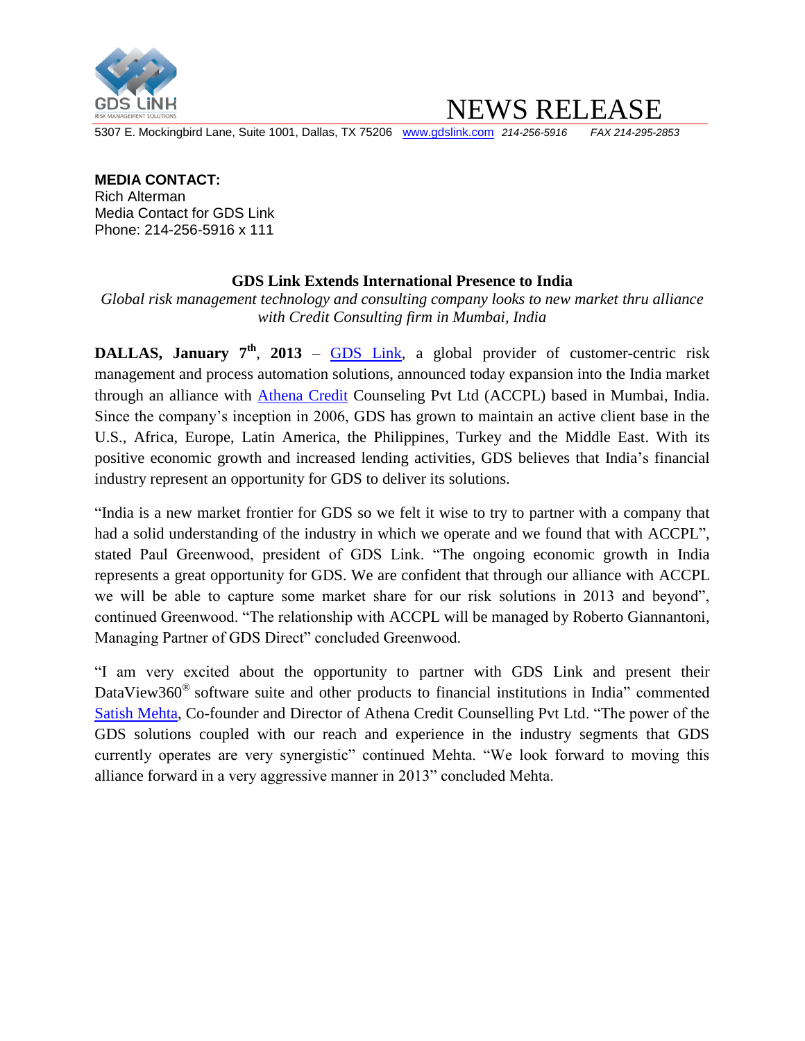GDS LiNK
RISK MANAGEMENT SOLUTIONS

# NEWS RELEASE

5307 E. Mockingbird Lane, Suite 1001, Dallas, TX 75206 www.gdslink.com *214-256-5916* *FAX 214-295-2853*

**MEDIA CONTACT:**
Rich Alterman
Media Contact for GDS Link
Phone: 214-256-5916 x 111

## GDS Link Extends International Presence to India

*Global risk management technology and consulting company looks to new market thru alliance with Credit Consulting firm in Mumbai, India*

**DALLAS, January 7th, 2013** – GDS Link, a global provider of customer-centric risk management and process automation solutions, announced today expansion into the India market through an alliance with Athena Credit Counseling Pvt Ltd (ACCPL) based in Mumbai, India. Since the company's inception in 2006, GDS has grown to maintain an active client base in the U.S., Africa, Europe, Latin America, the Philippines, Turkey and the Middle East. With its positive economic growth and increased lending activities, GDS believes that India's financial industry represent an opportunity for GDS to deliver its solutions.

"India is a new market frontier for GDS so we felt it wise to try to partner with a company that had a solid understanding of the industry in which we operate and we found that with ACCPL", stated Paul Greenwood, president of GDS Link. "The ongoing economic growth in India represents a great opportunity for GDS. We are confident that through our alliance with ACCPL we will be able to capture some market share for our risk solutions in 2013 and beyond", continued Greenwood. "The relationship with ACCPL will be managed by Roberto Giannantoni, Managing Partner of GDS Direct" concluded Greenwood.

"I am very excited about the opportunity to partner with GDS Link and present their DataView360® software suite and other products to financial institutions in India" commented Satish Mehta, Co-founder and Director of Athena Credit Counselling Pvt Ltd. "The power of the GDS solutions coupled with our reach and experience in the industry segments that GDS currently operates are very synergistic" continued Mehta. "We look forward to moving this alliance forward in a very aggressive manner in 2013" concluded Mehta.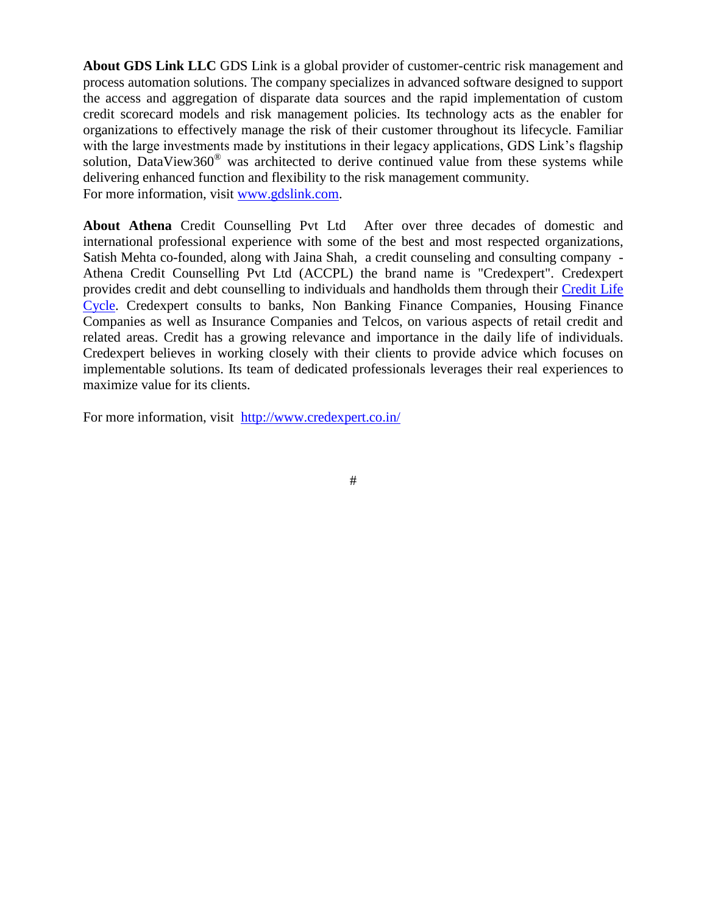**About GDS Link LLC** GDS Link is a global provider of customer-centric risk management and process automation solutions. The company specializes in advanced software designed to support the access and aggregation of disparate data sources and the rapid implementation of custom credit scorecard models and risk management policies. Its technology acts as the enabler for organizations to effectively manage the risk of their customer throughout its lifecycle. Familiar with the large investments made by institutions in their legacy applications, GDS Link's flagship solution, DataView360® was architected to derive continued value from these systems while delivering enhanced function and flexibility to the risk management community.
For more information, visit [www.gdslink.com](www.gdslink.com).

**About Athena** Credit Counselling Pvt Ltd After over three decades of domestic and international professional experience with some of the best and most respected organizations, Satish Mehta co-founded, along with Jaina Shah, a credit counseling and consulting company - Athena Credit Counselling Pvt Ltd (ACCPL) the brand name is "Credexpert". Credexpert provides credit and debt counselling to individuals and handholds them through their Credit Life Cycle. Credexpert consults to banks, Non Banking Finance Companies, Housing Finance Companies as well as Insurance Companies and Telcos, on various aspects of retail credit and related areas. Credit has a growing relevance and importance in the daily life of individuals. Credexpert believes in working closely with their clients to provide advice which focuses on implementable solutions. Its team of dedicated professionals leverages their real experiences to maximize value for its clients.

For more information, visit [http://www.credexpert.co.in/](http://www.credexpert.co.in/)

#